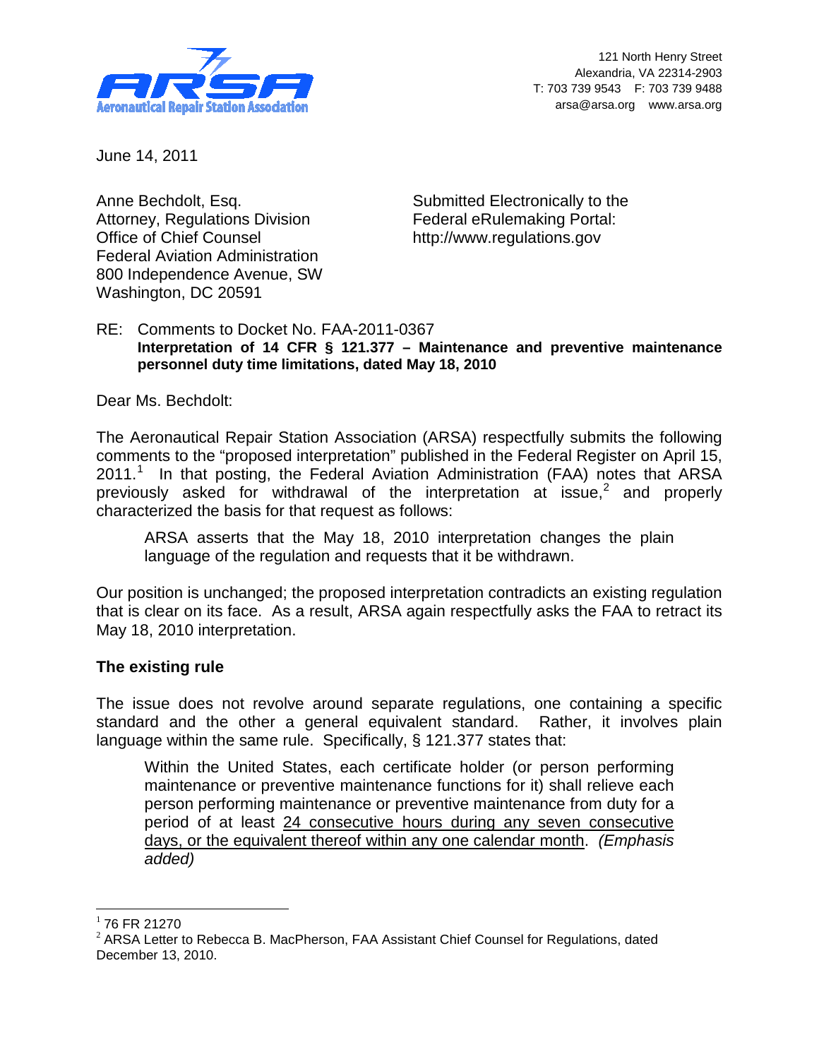**Aeronautical Repair Station Association**

121 North Henry Street
Alexandria, VA 22314-2903
T: 703 739 9543 F: 703 739 9488
arsa@arsa.org www.arsa.org

June 14, 2011

Anne Bechdolt, Esq.
Attorney, Regulations Division
Office of Chief Counsel
Federal Aviation Administration
800 Independence Avenue, SW
Washington, DC 20591

Submitted Electronically to the
Federal eRulemaking Portal:
http://www.regulations.gov

RE: Comments to Docket No. FAA-2011-0367
**Interpretation of 14 CFR § 121.377 – Maintenance and preventive maintenance personnel duty time limitations, dated May 18, 2010**

Dear Ms. Bechdolt:

The Aeronautical Repair Station Association (ARSA) respectfully submits the following comments to the "proposed interpretation" published in the Federal Register on April 15, 2011.[1] In that posting, the Federal Aviation Administration (FAA) notes that ARSA previously asked for withdrawal of the interpretation at issue,[2] and properly characterized the basis for that request as follows:

> ARSA asserts that the May 18, 2010 interpretation changes the plain language of the regulation and requests that it be withdrawn.

Our position is unchanged; the proposed interpretation contradicts an existing regulation that is clear on its face. As a result, ARSA again respectfully asks the FAA to retract its May 18, 2010 interpretation.

## The existing rule

The issue does not revolve around separate regulations, one containing a specific standard and the other a general equivalent standard. Rather, it involves plain language within the same rule. Specifically, § 121.377 states that:

> Within the United States, each certificate holder (or person performing maintenance or preventive maintenance functions for it) shall relieve each person performing maintenance or preventive maintenance from duty for a period of at least <u>24 consecutive hours during any seven consecutive days, or the equivalent thereof within any one calendar month</u>. *(Emphasis added)*

---

[1] 76 FR 21270

[2] ARSA Letter to Rebecca B. MacPherson, FAA Assistant Chief Counsel for Regulations, dated December 13, 2010.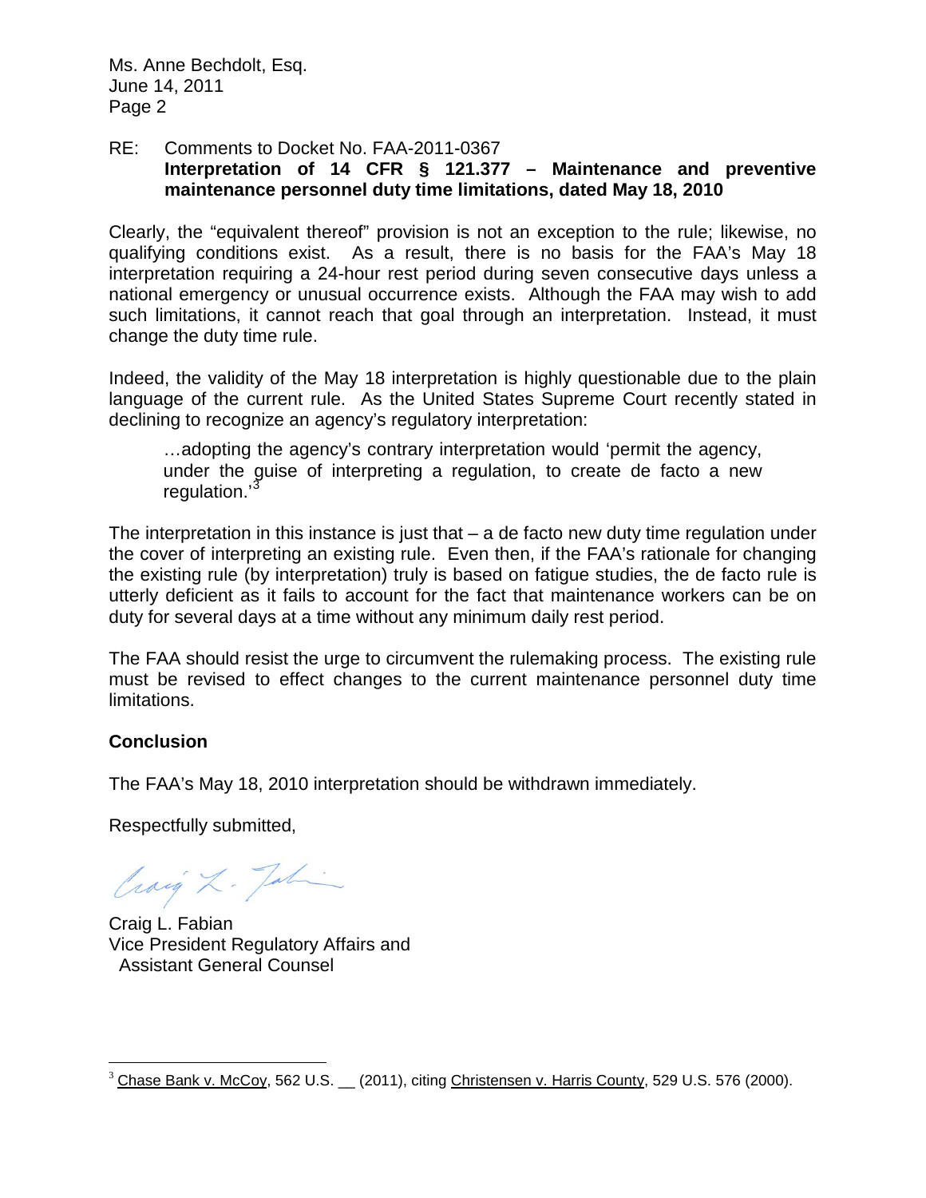RE: Comments to Docket No. FAA-2011-0367
**Interpretation of 14 CFR § 121.377 – Maintenance and preventive maintenance personnel duty time limitations, dated May 18, 2010**

Clearly, the "equivalent thereof" provision is not an exception to the rule; likewise, no qualifying conditions exist. As a result, there is no basis for the FAA's May 18 interpretation requiring a 24-hour rest period during seven consecutive days unless a national emergency or unusual occurrence exists. Although the FAA may wish to add such limitations, it cannot reach that goal through an interpretation. Instead, it must change the duty time rule.

Indeed, the validity of the May 18 interpretation is highly questionable due to the plain language of the current rule. As the United States Supreme Court recently stated in declining to recognize an agency's regulatory interpretation:

> …adopting the agency's contrary interpretation would 'permit the agency, under the guise of interpreting a regulation, to create de facto a new regulation.'[3]

The interpretation in this instance is just that – a de facto new duty time regulation under the cover of interpreting an existing rule. Even then, if the FAA's rationale for changing the existing rule (by interpretation) truly is based on fatigue studies, the de facto rule is utterly deficient as it fails to account for the fact that maintenance workers can be on duty for several days at a time without any minimum daily rest period.

The FAA should resist the urge to circumvent the rulemaking process. The existing rule must be revised to effect changes to the current maintenance personnel duty time limitations.

**Conclusion**

The FAA's May 18, 2010 interpretation should be withdrawn immediately.

Respectfully submitted,

Craig L. Fabian
Vice President Regulatory Affairs and
Assistant General Counsel

---

[3] Chase Bank v. McCoy, 562 U.S. __ (2011), citing Christensen v. Harris County, 529 U.S. 576 (2000).